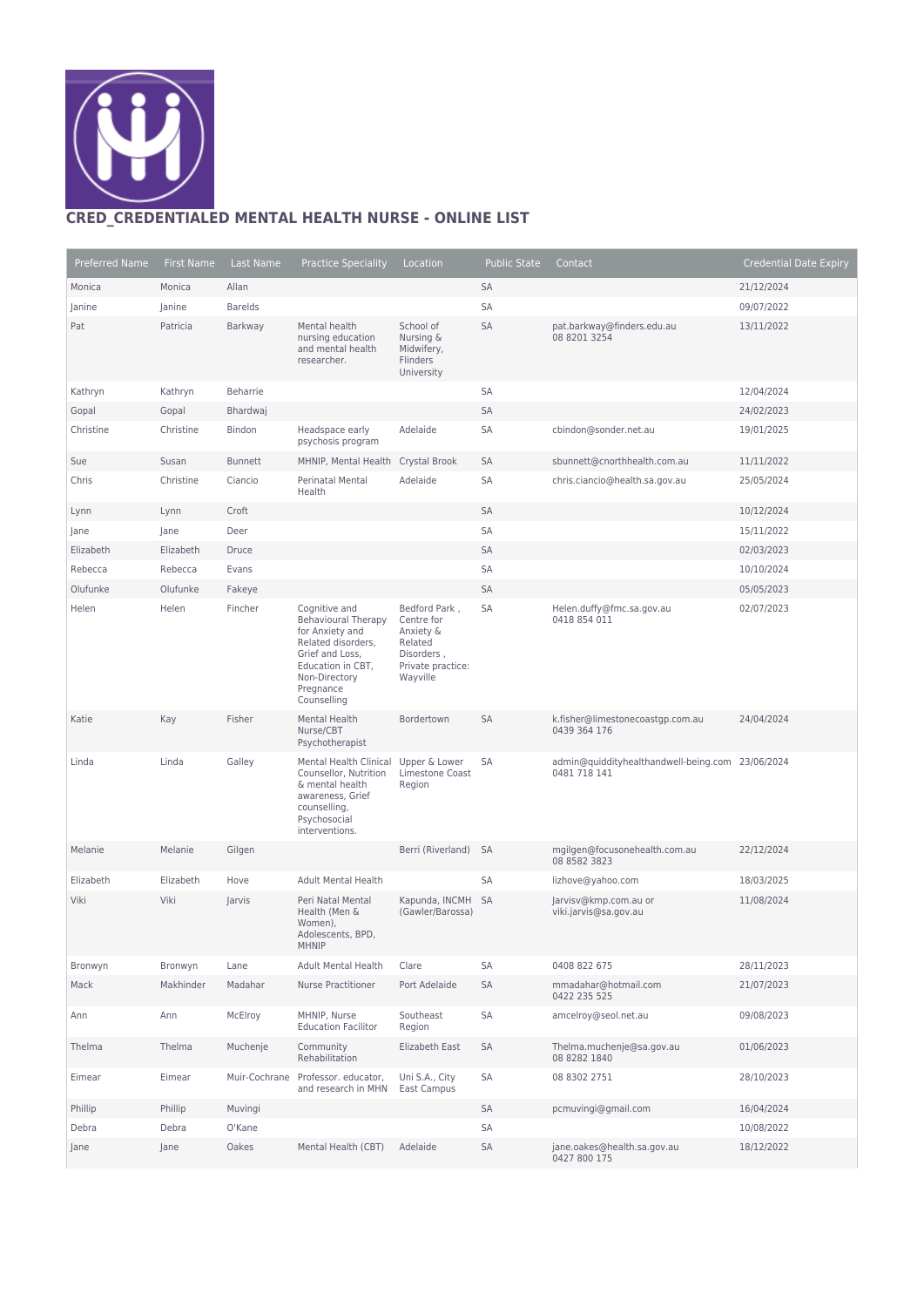## CRED_CREDENTIALED MENTAL HEALTH NURSE - ONLINE LIST

| Preferred Name | First Name | Last Name | Practice Speciality | Location | Public State | Contact | Credential Date Expiry |
|---|---|---|---|---|---|---|---|
| Monica | Monica | Allan | | | SA | | 21/12/2024 |
| Janine | Janine | Barelds | | | SA | | 09/07/2022 |
| Pat | Patricia | Barkway | Mental health nursing education and mental health researcher. | School of Nursing & Midwifery, Flinders University | SA | pat.barkway@finders.edu.au 08 8201 3254 | 13/11/2022 |
| Kathryn | Kathryn | Beharrie | | | SA | | 12/04/2024 |
| Gopal | Gopal | Bhardwaj | | | SA | | 24/02/2023 |
| Christine | Christine | Bindon | Headspace early psychosis program | Adelaide | SA | cbindon@sonder.net.au | 19/01/2025 |
| Sue | Susan | Bunnett | MHNIP, Mental Health | Crystal Brook | SA | sbunnett@cnorthhealth.com.au | 11/11/2022 |
| Chris | Christine | Ciancio | Perinatal Mental Health | Adelaide | SA | chris.ciancio@health.sa.gov.au | 25/05/2024 |
| Lynn | Lynn | Croft | | | SA | | 10/12/2024 |
| Jane | Jane | Deer | | | SA | | 15/11/2022 |
| Elizabeth | Elizabeth | Druce | | | SA | | 02/03/2023 |
| Rebecca | Rebecca | Evans | | | SA | | 10/10/2024 |
| Olufunke | Olufunke | Fakeye | | | SA | | 05/05/2023 |
| Helen | Helen | Fincher | Cognitive and Behavioural Therapy for Anxiety and Related disorders, Grief and Loss, Education in CBT, Non-Directory Pregnance Counselling | Bedford Park , Centre for Anxiety & Related Disorders , Private practice: Wayville | SA | Helen.duffy@fmc.sa.gov.au 0418 854 011 | 02/07/2023 |
| Katie | Kay | Fisher | Mental Health Nurse/CBT Psychotherapist | Bordertown | SA | k.fisher@limestonecoastgp.com.au 0439 364 176 | 24/04/2024 |
| Linda | Linda | Galley | Mental Health Clinical Counsellor, Nutrition & mental health awareness, Grief counselling, Psychosocial interventions. | Upper & Lower Limestone Coast Region | SA | admin@quiddityhealthandwell-being.com 0481 718 141 | 23/06/2024 |
| Melanie | Melanie | Gilgen | | Berri (Riverland) | SA | mgilgen@focusonehealth.com.au 08 8582 3823 | 22/12/2024 |
| Elizabeth | Elizabeth | Hove | Adult Mental Health | | SA | lizhove@yahoo.com | 18/03/2025 |
| Viki | Viki | Jarvis | Peri Natal Mental Health (Men & Women), Adolescents, BPD, MHNIP | Kapunda, INCMH (Gawler/Barossa) | SA | Jarvisv@kmp.com.au or viki.jarvis@sa.gov.au | 11/08/2024 |
| Bronwyn | Bronwyn | Lane | Adult Mental Health | Clare | SA | 0408 822 675 | 28/11/2023 |
| Mack | Makhinder | Madahar | Nurse Practitioner | Port Adelaide | SA | mmadahar@hotmail.com 0422 235 525 | 21/07/2023 |
| Ann | Ann | McElroy | MHNIP, Nurse Education Facilitor | Southeast Region | SA | amcelroy@seol.net.au | 09/08/2023 |
| Thelma | Thelma | Muchenje | Community Rehabilitation | Elizabeth East | SA | Thelma.muchenje@sa.gov.au 08 8282 1840 | 01/06/2023 |
| Eimear | Eimear | Muir-Cochrane | Professor. educator, and research in MHN | Uni S.A., City East Campus | SA | 08 8302 2751 | 28/10/2023 |
| Phillip | Phillip | Muvingi | | | SA | pcmuvingi@gmail.com | 16/04/2024 |
| Debra | Debra | O'Kane | | | SA | | 10/08/2022 |
| Jane | Jane | Oakes | Mental Health (CBT) | Adelaide | SA | jane.oakes@health.sa.gov.au 0427 800 175 | 18/12/2022 |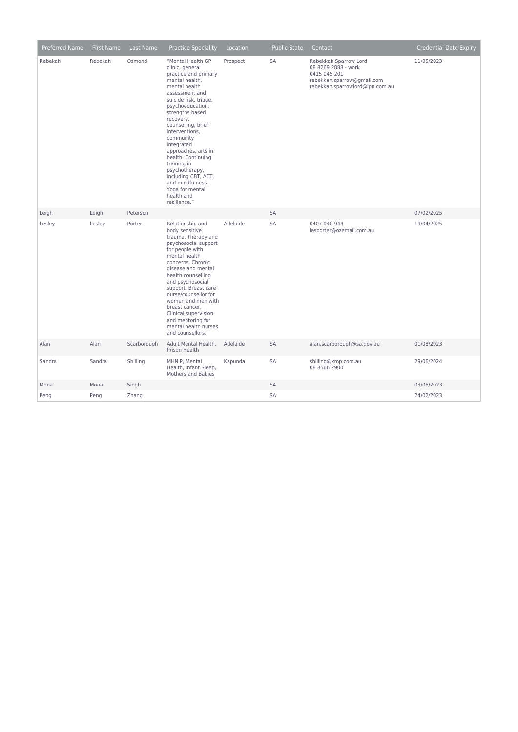| Preferred Name | First Name | Last Name | Practice Speciality | Location | Public State | Contact | Credential Date Expiry |
|---|---|---|---|---|---|---|---|
| Rebekah | Rebekah | Osmond | "Mental Health GP clinic, general practice and primary mental health, mental health assessment and suicide risk, triage, psychoeducation, strengths based recovery, counselling, brief interventions, community integrated approaches, arts in health. Continuing training in psychotherapy, including CBT, ACT, and mindfulness. Yoga for mental health and resilience." | Prospect | SA | Rebekkah Sparrow Lord 08 8269 2888 - work 0415 045 201 rebekkah.sparrow@gmail.com rebekkah.sparrowlord@ipn.com.au | 11/05/2023 |
| Leigh | Leigh | Peterson | | | SA | | 07/02/2025 |
| Lesley | Lesley | Porter | Relationship and body sensitive trauma, Therapy and psychosocial support for people with mental health concerns, Chronic disease and mental health counselling and psychosocial support, Breast care nurse/counsellor for women and men with breast cancer, Clinical supervision and mentoring for mental health nurses and counsellors. | Adelaide | SA | 0407 040 944 lesporter@ozemail.com.au | 19/04/2025 |
| Alan | Alan | Scarborough | Adult Mental Health, Prison Health | Adelaide | SA | alan.scarborough@sa.gov.au | 01/08/2023 |
| Sandra | Sandra | Shilling | MHNIP, Mental Health, Infant Sleep, Mothers and Babies | Kapunda | SA | shilling@kmp.com.au 08 8566 2900 | 29/06/2024 |
| Mona | Mona | Singh | | | SA | | 03/06/2023 |
| Peng | Peng | Zhang | | | SA | | 24/02/2023 |